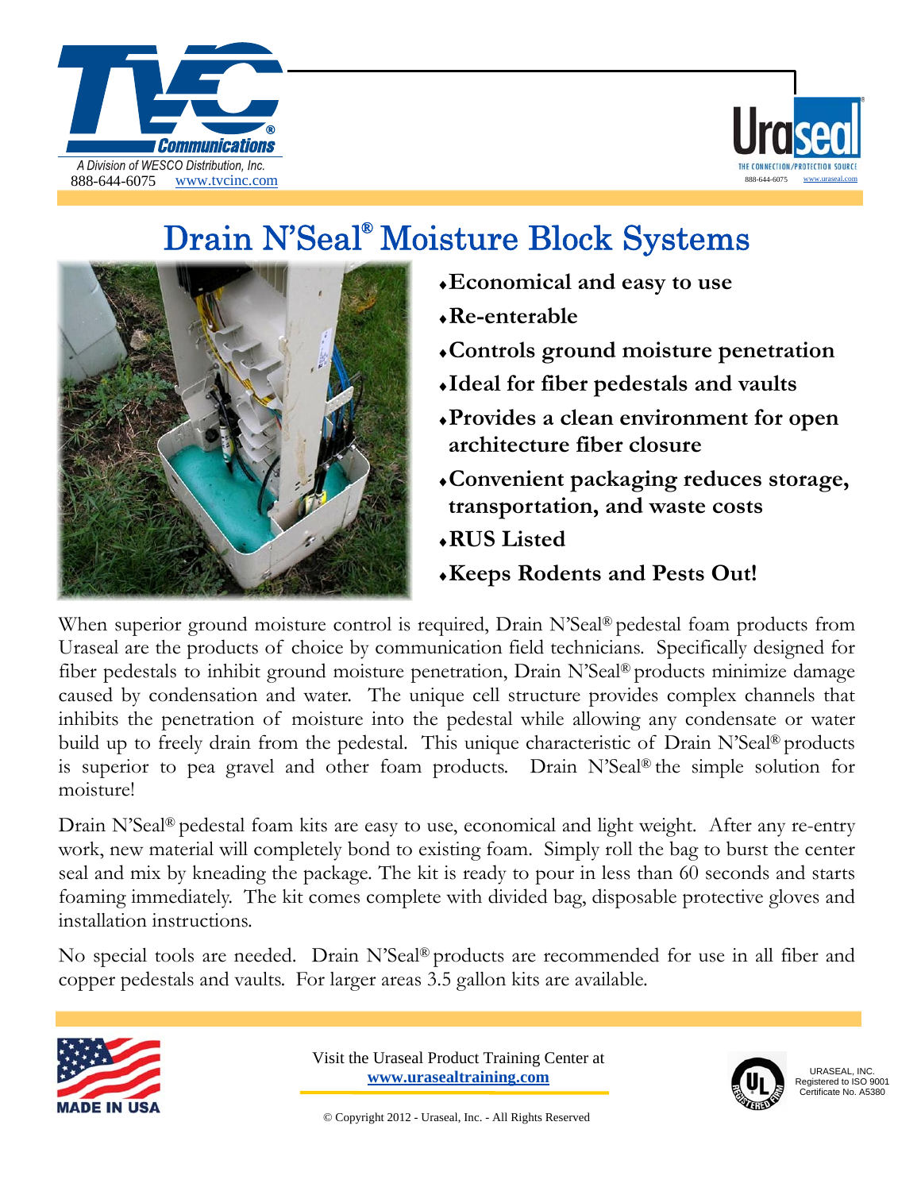TVC Communications

*A Division of WESCO Distribution, Inc.*
888-644-6075 www.tvcinc.com

Uraseal
THE CONNECTION/PROTECTION SOURCE
888-644-6075 www.uraseal.com

# Drain N'Seal® Moisture Block Systems

- **Economical and easy to use**
- **Re-enterable**
- **Controls ground moisture penetration**
- **Ideal for fiber pedestals and vaults**
- **Provides a clean environment for open architecture fiber closure**
- **Convenient packaging reduces storage, transportation, and waste costs**
- **RUS Listed**
- **Keeps Rodents and Pests Out!**

When superior ground moisture control is required, Drain N'Seal® pedestal foam products from Uraseal are the products of choice by communication field technicians. Specifically designed for fiber pedestals to inhibit ground moisture penetration, Drain N'Seal® products minimize damage caused by condensation and water. The unique cell structure provides complex channels that inhibits the penetration of moisture into the pedestal while allowing any condensate or water build up to freely drain from the pedestal. This unique characteristic of Drain N'Seal® products is superior to pea gravel and other foam products. Drain N'Seal® the simple solution for moisture!

Drain N'Seal® pedestal foam kits are easy to use, economical and light weight. After any re-entry work, new material will completely bond to existing foam. Simply roll the bag to burst the center seal and mix by kneading the package. The kit is ready to pour in less than 60 seconds and starts foaming immediately. The kit comes complete with divided bag, disposable protective gloves and installation instructions.

No special tools are needed. Drain N'Seal® products are recommended for use in all fiber and copper pedestals and vaults. For larger areas 3.5 gallon kits are available.

MADE IN USA

Visit the Uraseal Product Training Center at
**www.urasealtraining.com**

© Copyright 2012 - Uraseal, Inc. - All Rights Reserved

URASEAL, INC.
Registered to ISO 9001
Certificate No. A5380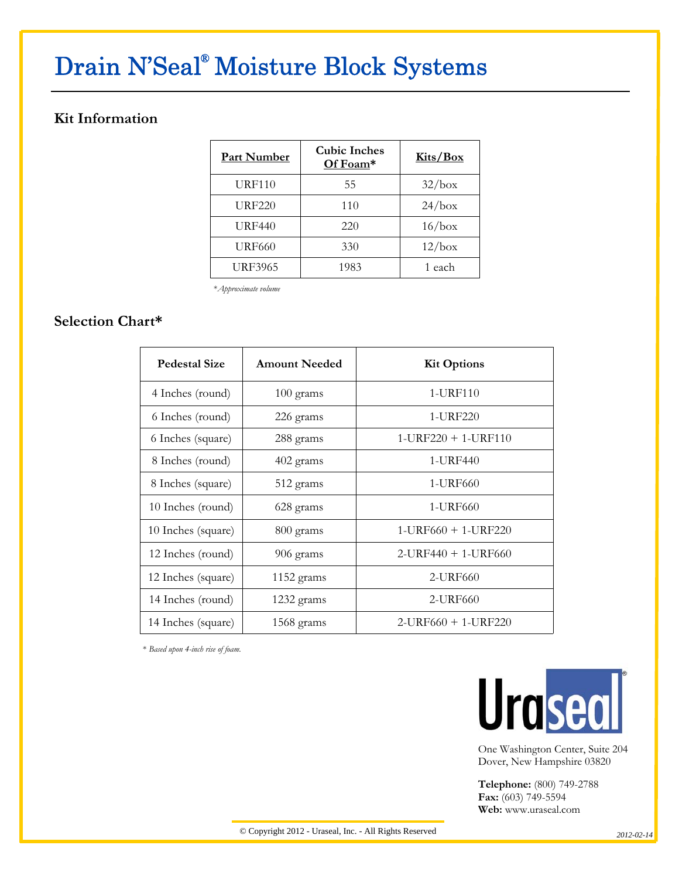# Drain N'Seal® Moisture Block Systems

## Kit Information

| Part Number | Cubic Inches Of Foam* | Kits/Box |
|---|---|---|
| URF110 | 55 | 32/box |
| URF220 | 110 | 24/box |
| URF440 | 220 | 16/box |
| URF660 | 330 | 12/box |
| URF3965 | 1983 | 1 each |

*\*Approximate volume*

## Selection Chart*

| Pedestal Size | Amount Needed | Kit Options |
|---|---|---|
| 4 Inches (round) | 100 grams | 1-URF110 |
| 6 Inches (round) | 226 grams | 1-URF220 |
| 6 Inches (square) | 288 grams | 1-URF220 + 1-URF110 |
| 8 Inches (round) | 402 grams | 1-URF440 |
| 8 Inches (square) | 512 grams | 1-URF660 |
| 10 Inches (round) | 628 grams | 1-URF660 |
| 10 Inches (square) | 800 grams | 1-URF660 + 1-URF220 |
| 12 Inches (round) | 906 grams | 2-URF440 + 1-URF660 |
| 12 Inches (square) | 1152 grams | 2-URF660 |
| 14 Inches (round) | 1232 grams | 2-URF660 |
| 14 Inches (square) | 1568 grams | 2-URF660 + 1-URF220 |

*\* Based upon 4-inch rise of foam.*

Uraseal®

One Washington Center, Suite 204
Dover, New Hampshire 03820

**Telephone:** (800) 749-2788
**Fax:** (603) 749-5594
**Web:** www.uraseal.com

© Copyright 2012 - Uraseal, Inc. - All Rights Reserved

*2012-02-14*